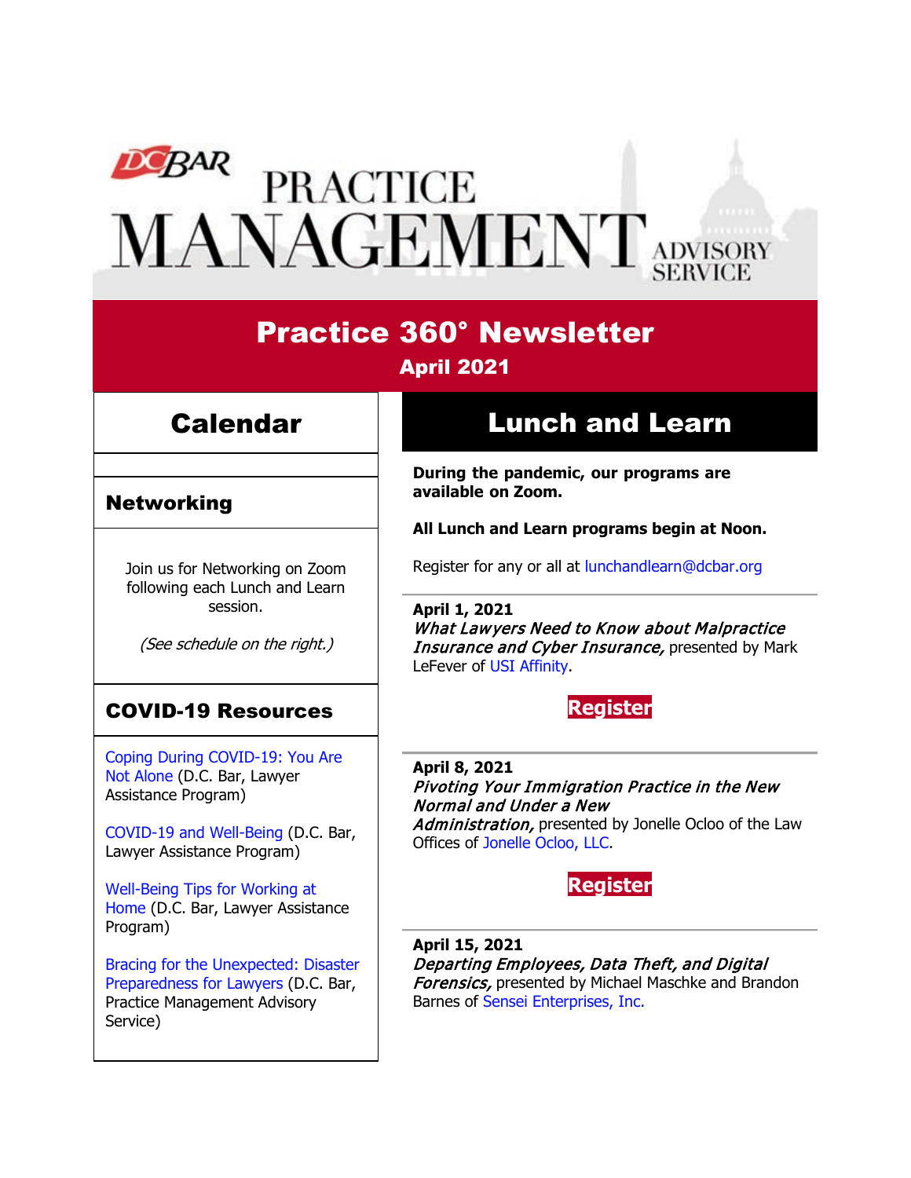# DC BAR PRACTICE MANAGEMENT ADVISORY SERVICE

## Practice 360° Newsletter

### April 2021

## Calendar

### Networking

Join us for Networking on Zoom following each Lunch and Learn session.

*(See schedule on the right.)*

### COVID-19 Resources

Coping During COVID-19: You Are Not Alone (D.C. Bar, Lawyer Assistance Program)

COVID-19 and Well-Being (D.C. Bar, Lawyer Assistance Program)

Well-Being Tips for Working at Home (D.C. Bar, Lawyer Assistance Program)

Bracing for the Unexpected: Disaster Preparedness for Lawyers (D.C. Bar, Practice Management Advisory Service)

## Lunch and Learn

**During the pandemic, our programs are available on Zoom.**

**All Lunch and Learn programs begin at Noon.**

Register for any or all at lunchandlearn@dcbar.org

**April 1, 2021**
***What Lawyers Need to Know about Malpractice Insurance and Cyber Insurance,*** presented by Mark LeFever of USI Affinity.

**Register**

**April 8, 2021**
***Pivoting Your Immigration Practice in the New Normal and Under a New Administration,*** presented by Jonelle Ocloo of the Law Offices of Jonelle Ocloo, LLC.

**Register**

**April 15, 2021**
***Departing Employees, Data Theft, and Digital Forensics,*** presented by Michael Maschke and Brandon Barnes of Sensei Enterprises, Inc.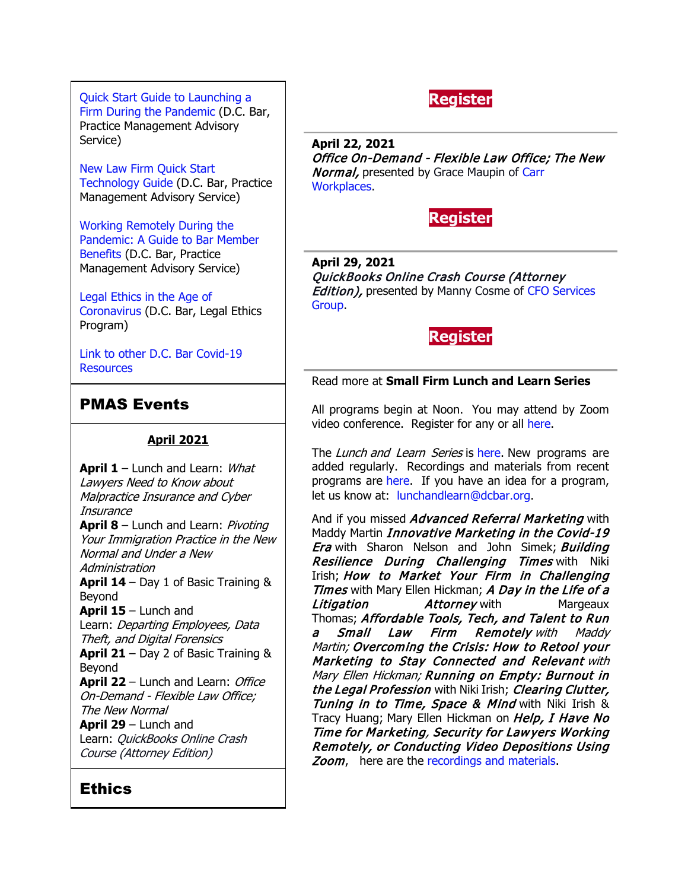Quick Start Guide to Launching a Firm During the Pandemic (D.C. Bar, Practice Management Advisory Service)

New Law Firm Quick Start Technology Guide (D.C. Bar, Practice Management Advisory Service)

Working Remotely During the Pandemic: A Guide to Bar Member Benefits (D.C. Bar, Practice Management Advisory Service)

Legal Ethics in the Age of Coronavirus (D.C. Bar, Legal Ethics Program)

Link to other D.C. Bar Covid-19 Resources

## PMAS Events

**April 2021**

**April 1** – Lunch and Learn: *What Lawyers Need to Know about Malpractice Insurance and Cyber Insurance*
**April 8** – Lunch and Learn: *Pivoting Your Immigration Practice in the New Normal and Under a New Administration*
**April 14** – Day 1 of Basic Training & Beyond
**April 15** – Lunch and Learn: *Departing Employees, Data Theft, and Digital Forensics*
**April 21** – Day 2 of Basic Training & Beyond
**April 22** – Lunch and Learn: *Office On-Demand - Flexible Law Office; The New Normal*
**April 29** – Lunch and Learn: *QuickBooks Online Crash Course (Attorney Edition)*

## Ethics

**Register**

---

**April 22, 2021**
***Office On-Demand - Flexible Law Office; The New Normal,*** presented by Grace Maupin of Carr Workplaces.

**Register**

---

**April 29, 2021**
***QuickBooks Online Crash Course (Attorney Edition),*** presented by Manny Cosme of CFO Services Group.

**Register**

---

Read more at **Small Firm Lunch and Learn Series**

All programs begin at Noon. You may attend by Zoom video conference. Register for any or all here.

The *Lunch and Learn Series* is here. New programs are added regularly. Recordings and materials from recent programs are here. If you have an idea for a program, let us know at: lunchandlearn@dcbar.org.

And if you missed ***Advanced Referral Marketing*** with Maddy Martin ***Innovative Marketing in the Covid-19 Era*** with Sharon Nelson and John Simek; ***Building Resilience During Challenging Times*** with Niki Irish; ***How to Market Your Firm in Challenging Times*** with Mary Ellen Hickman; ***A Day in the Life of a Litigation Attorney*** with Margeaux Thomas; ***Affordable Tools, Tech, and Talent to Run a Small Law Firm Remotely*** *with Maddy Martin;* ***Overcoming the Crisis: How to Retool your Marketing to Stay Connected and Relevant*** *with Mary Ellen Hickman;* ***Running on Empty: Burnout in the Legal Profession*** with Niki Irish; ***Clearing Clutter, Tuning in to Time, Space & Mind*** with Niki Irish & Tracy Huang; Mary Ellen Hickman on ***Help, I Have No Time for Marketing, Security for Lawyers Working Remotely, or Conducting Video Depositions Using Zoom***, here are the recordings and materials.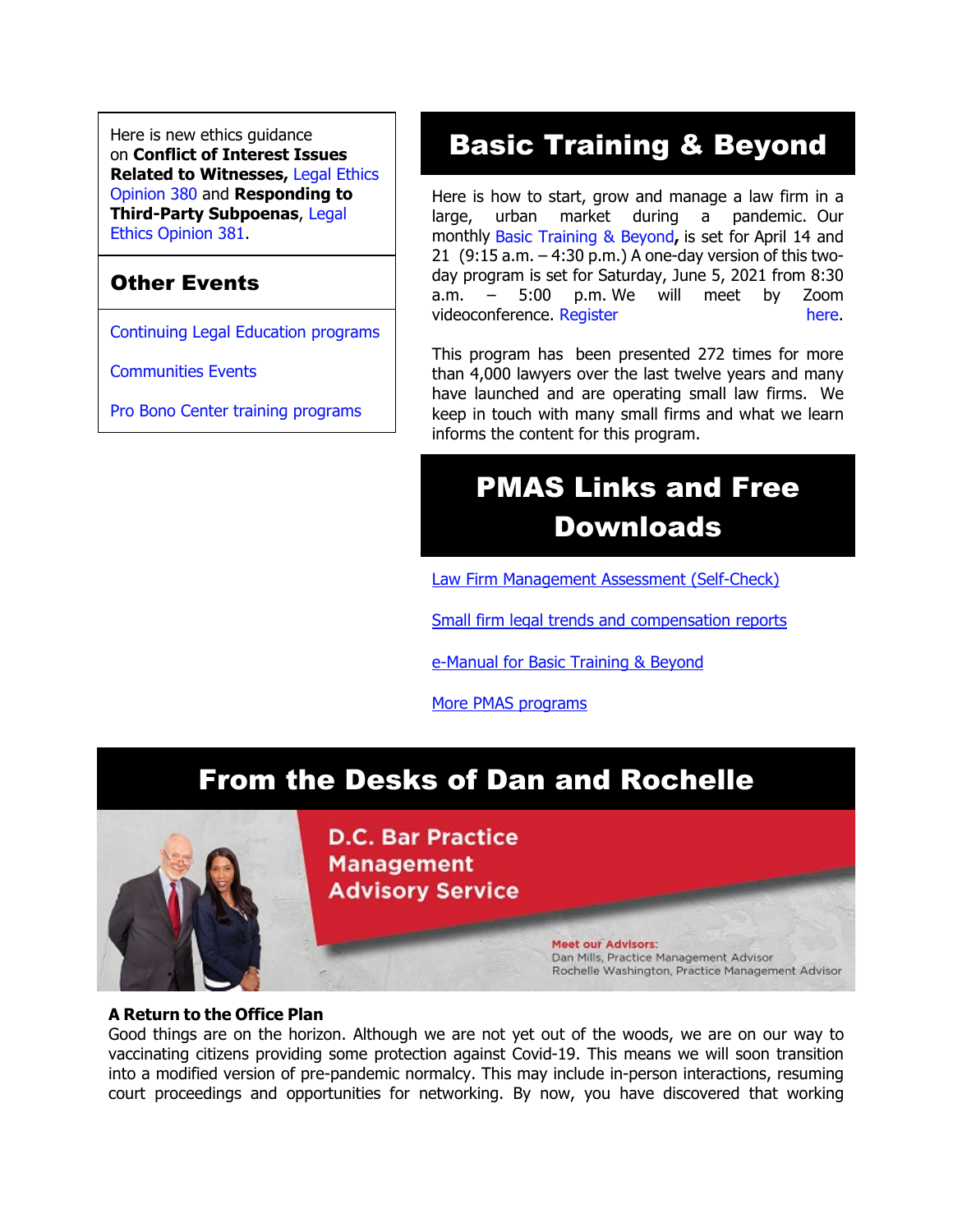Here is new ethics guidance on **Conflict of Interest Issues Related to Witnesses,** Legal Ethics Opinion 380 and **Responding to Third-Party Subpoenas**, Legal Ethics Opinion 381.

## Other Events

Continuing Legal Education programs

Communities Events

Pro Bono Center training programs

## Basic Training & Beyond

Here is how to start, grow and manage a law firm in a large, urban market during a pandemic. Our monthly Basic Training & Beyond**,** is set for April 14 and 21 (9:15 a.m. – 4:30 p.m.) A one-day version of this two-day program is set for Saturday, June 5, 2021 from 8:30 a.m. – 5:00 p.m. We will meet by Zoom videoconference. Register here.

This program has been presented 272 times for more than 4,000 lawyers over the last twelve years and many have launched and are operating small law firms. We keep in touch with many small firms and what we learn informs the content for this program.

## PMAS Links and Free Downloads

Law Firm Management Assessment (Self-Check)

Small firm legal trends and compensation reports

e-Manual for Basic Training & Beyond

More PMAS programs

## From the Desks of Dan and Rochelle

D.C. Bar Practice Management Advisory Service

Meet our Advisors:
Dan Mills, Practice Management Advisor
Rochelle Washington, Practice Management Advisor

**A Return to the Office Plan**

Good things are on the horizon. Although we are not yet out of the woods, we are on our way to vaccinating citizens providing some protection against Covid-19. This means we will soon transition into a modified version of pre-pandemic normalcy. This may include in-person interactions, resuming court proceedings and opportunities for networking. By now, you have discovered that working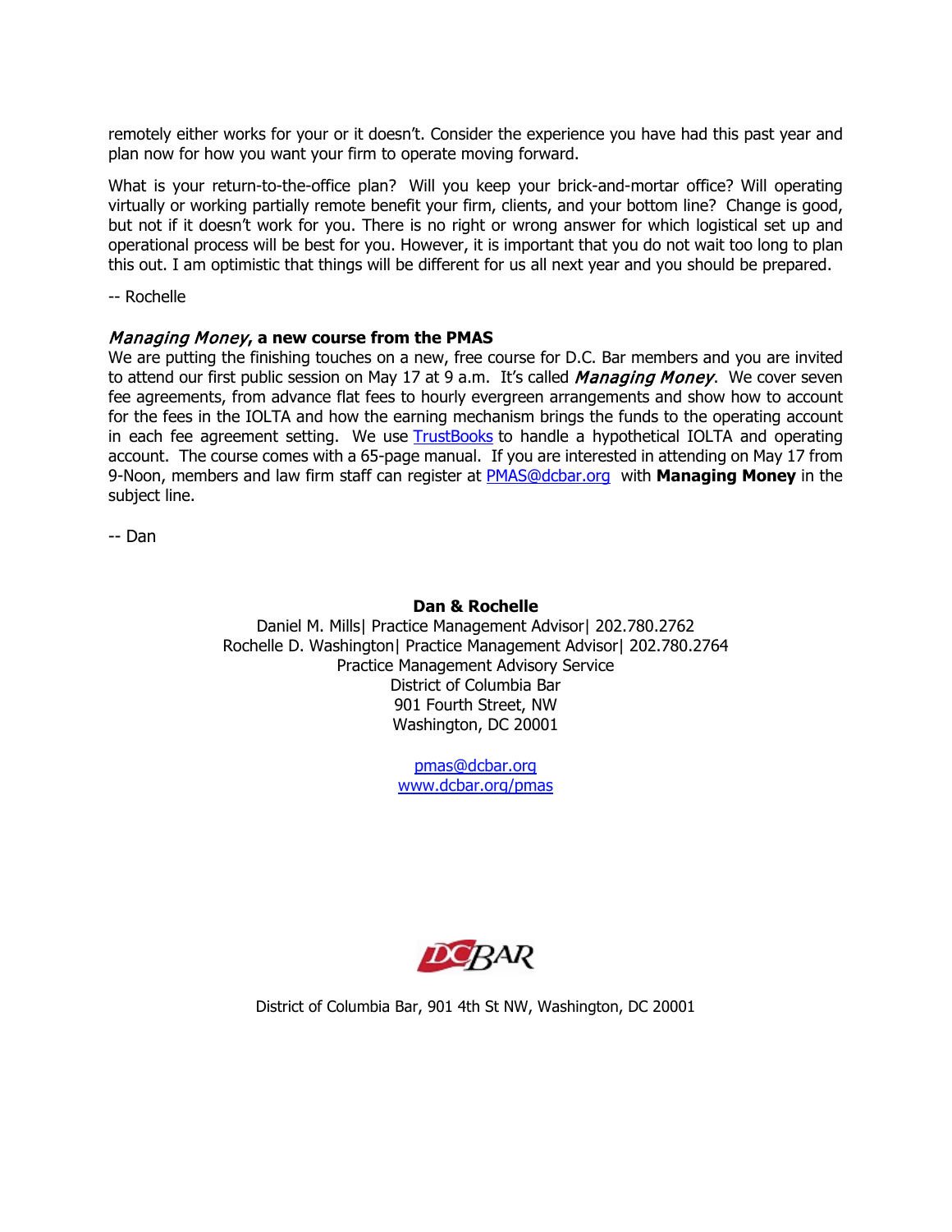remotely either works for your or it doesn't. Consider the experience you have had this past year and plan now for how you want your firm to operate moving forward.

What is your return-to-the-office plan? Will you keep your brick-and-mortar office? Will operating virtually or working partially remote benefit your firm, clients, and your bottom line? Change is good, but not if it doesn't work for you. There is no right or wrong answer for which logistical set up and operational process will be best for you. However, it is important that you do not wait too long to plan this out. I am optimistic that things will be different for us all next year and you should be prepared.

-- Rochelle

### *Managing Money*, a new course from the PMAS

We are putting the finishing touches on a new, free course for D.C. Bar members and you are invited to attend our first public session on May 17 at 9 a.m. It's called *Managing Money*. We cover seven fee agreements, from advance flat fees to hourly evergreen arrangements and show how to account for the fees in the IOLTA and how the earning mechanism brings the funds to the operating account in each fee agreement setting. We use [TrustBooks](TrustBooks) to handle a hypothetical IOLTA and operating account. The course comes with a 65-page manual. If you are interested in attending on May 17 from 9-Noon, members and law firm staff can register at [PMAS@dcbar.org](mailto:PMAS@dcbar.org) with **Managing Money** in the subject line.

-- Dan

**Dan & Rochelle**
Daniel M. Mills| Practice Management Advisor| 202.780.2762
Rochelle D. Washington| Practice Management Advisor| 202.780.2764
Practice Management Advisory Service
District of Columbia Bar
901 Fourth Street, NW
Washington, DC 20001

[pmas@dcbar.org](mailto:pmas@dcbar.org)
[www.dcbar.org/pmas](http://www.dcbar.org/pmas)

DCBAR

District of Columbia Bar, 901 4th St NW, Washington, DC 20001